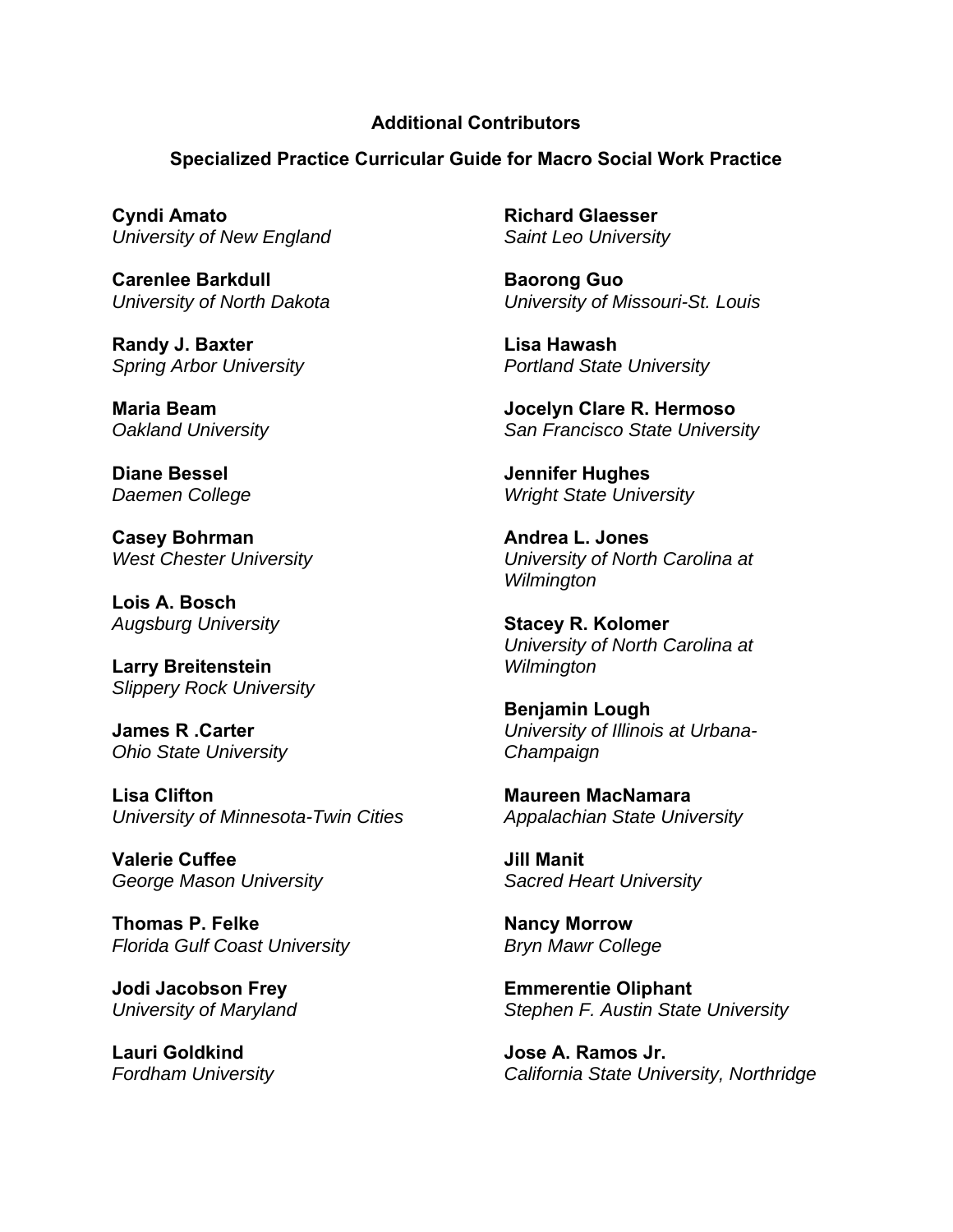**Additional Contributors**

**Specialized Practice Curricular Guide for Macro Social Work Practice**

**Cyndi Amato**
*University of New England*

**Carenlee Barkdull**
*University of North Dakota*

**Randy J. Baxter**
*Spring Arbor University*

**Maria Beam**
*Oakland University*

**Diane Bessel**
*Daemen College*

**Casey Bohrman**
*West Chester University*

**Lois A. Bosch**
*Augsburg University*

**Larry Breitenstein**
*Slippery Rock University*

**James R .Carter**
*Ohio State University*

**Lisa Clifton**
*University of Minnesota-Twin Cities*

**Valerie Cuffee**
*George Mason University*

**Thomas P. Felke**
*Florida Gulf Coast University*

**Jodi Jacobson Frey**
*University of Maryland*

**Lauri Goldkind**
*Fordham University*

**Richard Glaesser**
*Saint Leo University*

**Baorong Guo**
*University of Missouri-St. Louis*

**Lisa Hawash**
*Portland State University*

**Jocelyn Clare R. Hermoso**
*San Francisco State University*

**Jennifer Hughes**
*Wright State University*

**Andrea L. Jones**
*University of North Carolina at Wilmington*

**Stacey R. Kolomer**
*University of North Carolina at Wilmington*

**Benjamin Lough**
*University of Illinois at Urbana-Champaign*

**Maureen MacNamara**
*Appalachian State University*

**Jill Manit**
*Sacred Heart University*

**Nancy Morrow**
*Bryn Mawr College*

**Emmerentie Oliphant**
*Stephen F. Austin State University*

**Jose A. Ramos Jr.**
*California State University, Northridge*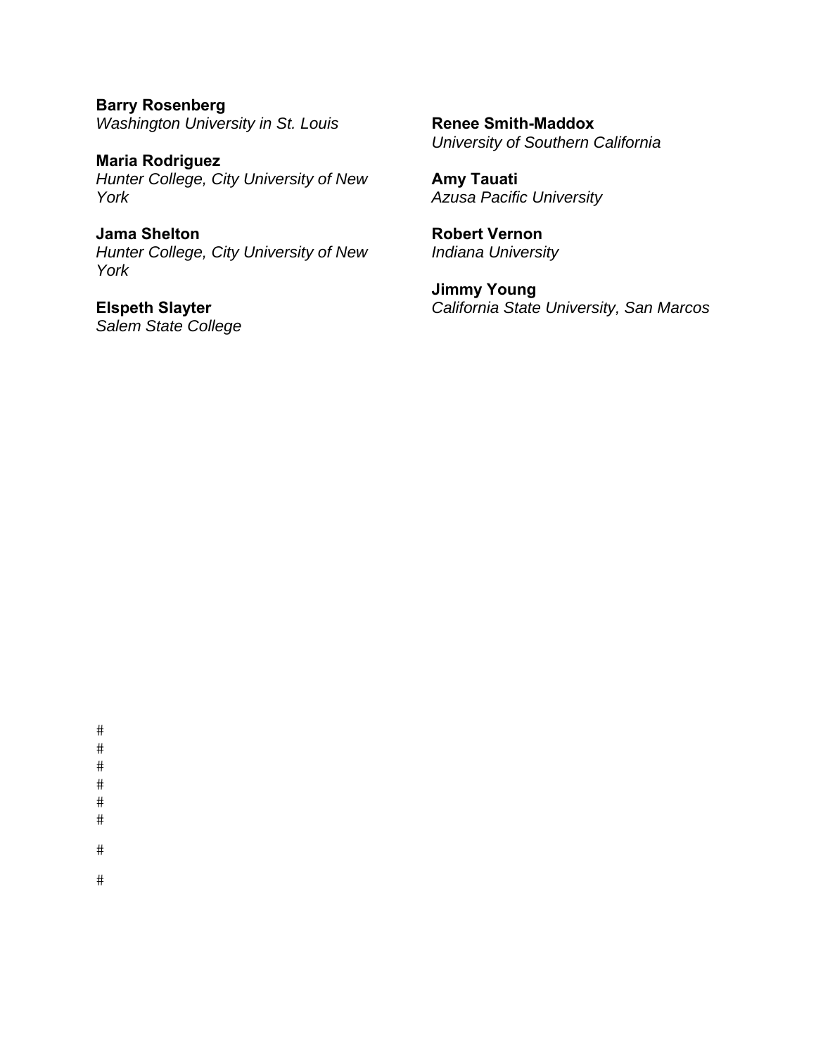**Barry Rosenberg**
*Washington University in St. Louis*

**Maria Rodriguez**
*Hunter College, City University of New York*

**Jama Shelton**
*Hunter College, City University of New York*

**Elspeth Slayter**
*Salem State College*

**Renee Smith-Maddox**
*University of Southern California*

**Amy Tauati**
*Azusa Pacific University*

**Robert Vernon**
*Indiana University*

**Jimmy Young**
*California State University, San Marcos*

#
#
#
#
#
#
#
#